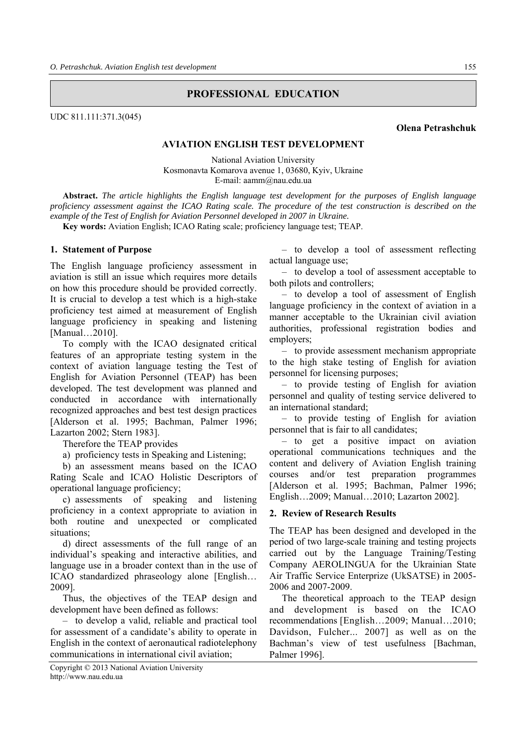# PROFESSIONAL EDUCATION

UDC 811.111:371.3(045)

**Olena Petrashchuk**

## AVIATION ENGLISH TEST DEVELOPMENT

National Aviation University
Kosmonavta Komarova avenue 1, 03680, Kyiv, Ukraine
E-mail: aamm@nau.edu.ua

**Abstract.** *The article highlights the English language test development for the purposes of English language proficiency assessment against the ICAO Rating scale. The procedure of the test construction is described on the example of the Test of English for Aviation Personnel developed in 2007 in Ukraine.*

**Key words:** Aviation English; ICAO Rating scale; proficiency language test; TEAP.

### 1. Statement of Purpose

The English language proficiency assessment in aviation is still an issue which requires more details on how this procedure should be provided correctly. It is crucial to develop a test which is a high-stake proficiency test aimed at measurement of English language proficiency in speaking and listening [Manual…2010].

To comply with the ICAO designated critical features of an appropriate testing system in the context of aviation language testing the Test of English for Aviation Personnel (TEAP) has been developed. The test development was planned and conducted in accordance with internationally recognized approaches and best test design practices [Alderson et al. 1995; Bachman, Palmer 1996; Lazarton 2002; Stern 1983].

Therefore the TEAP provides

a) proficiency tests in Speaking and Listening;

b) an assessment means based on the ICAO Rating Scale and ICAO Holistic Descriptors of operational language proficiency;

c) assessments of speaking and listening proficiency in a context appropriate to aviation in both routine and unexpected or complicated situations;

d) direct assessments of the full range of an individual's speaking and interactive abilities, and language use in a broader context than in the use of ICAO standardized phraseology alone [English… 2009].

Thus, the objectives of the TEAP design and development have been defined as follows:

– to develop a valid, reliable and practical tool for assessment of a candidate's ability to operate in English in the context of aeronautical radiotelephony communications in international civil aviation;

– to develop a tool of assessment reflecting actual language use;

– to develop a tool of assessment acceptable to both pilots and controllers;

– to develop a tool of assessment of English language proficiency in the context of aviation in a manner acceptable to the Ukrainian civil aviation authorities, professional registration bodies and employers;

– to provide assessment mechanism appropriate to the high stake testing of English for aviation personnel for licensing purposes;

– to provide testing of English for aviation personnel and quality of testing service delivered to an international standard;

– to provide testing of English for aviation personnel that is fair to all candidates;

– to get a positive impact on aviation operational communications techniques and the content and delivery of Aviation English training courses and/or test preparation programmes [Alderson et al. 1995; Bachman, Palmer 1996; English…2009; Manual…2010; Lazarton 2002].

### 2. Review of Research Results

The TEAP has been designed and developed in the period of two large-scale training and testing projects carried out by the Language Training/Testing Company AEROLINGUA for the Ukrainian State Air Traffic Service Enterprize (UkSATSE) in 2005-2006 and 2007-2009.

The theoretical approach to the TEAP design and development is based on the ICAO recommendations [English…2009; Manual…2010; Davidson, Fulcher... 2007] as well as on the Bachman's view of test usefulness [Bachman, Palmer 1996].

Copyright © 2013 National Aviation University
http://www.nau.edu.ua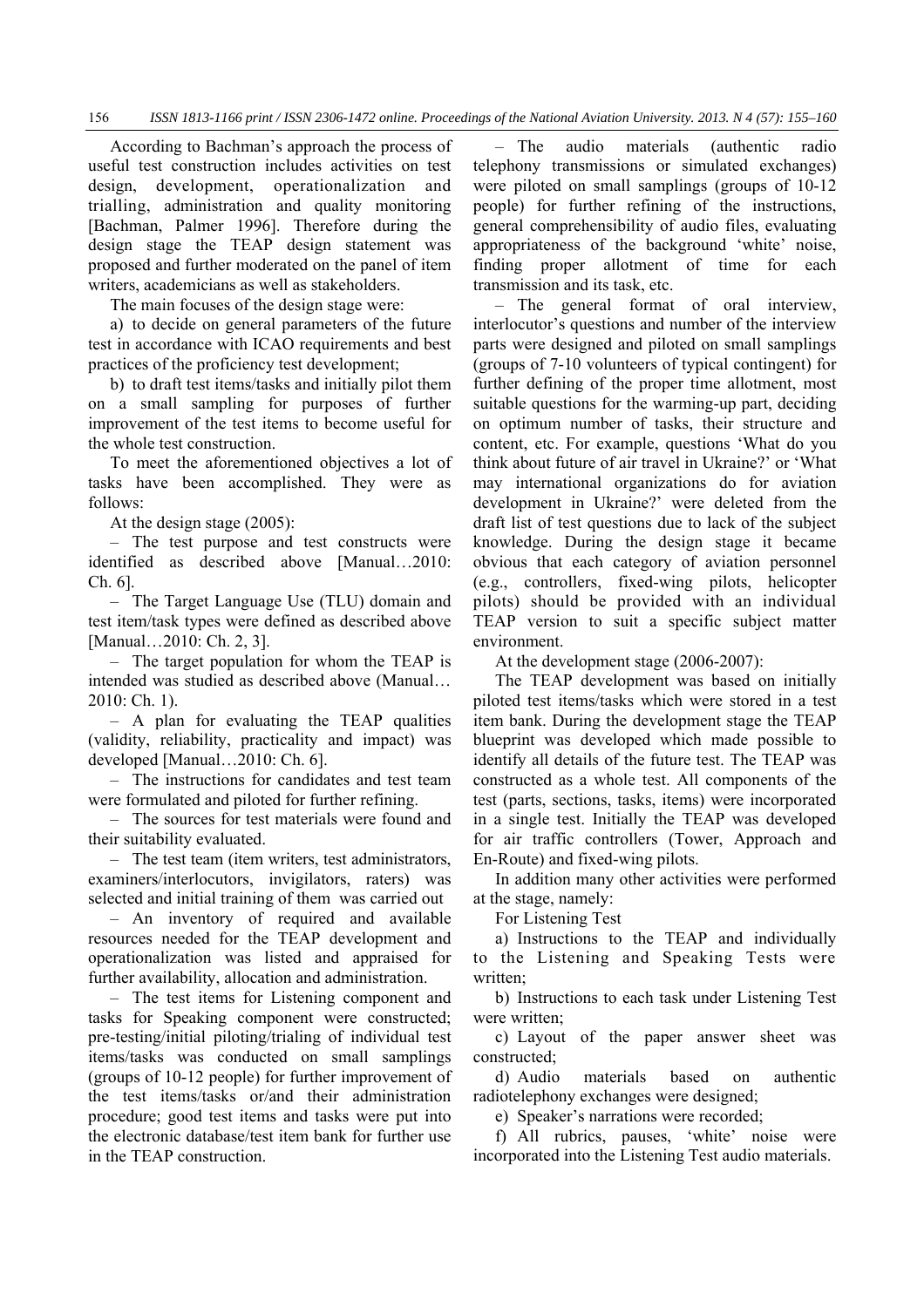According to Bachman's approach the process of useful test construction includes activities on test design, development, operationalization and trialling, administration and quality monitoring [Bachman, Palmer 1996]. Therefore during the design stage the TEAP design statement was proposed and further moderated on the panel of item writers, academicians as well as stakeholders.

The main focuses of the design stage were:

a) to decide on general parameters of the future test in accordance with ICAO requirements and best practices of the proficiency test development;

b) to draft test items/tasks and initially pilot them on a small sampling for purposes of further improvement of the test items to become useful for the whole test construction.

To meet the aforementioned objectives a lot of tasks have been accomplished. They were as follows:

At the design stage (2005):

– The test purpose and test constructs were identified as described above [Manual…2010: Ch. 6].

– The Target Language Use (TLU) domain and test item/task types were defined as described above [Manual…2010: Ch. 2, 3].

– The target population for whom the TEAP is intended was studied as described above (Manual… 2010: Ch. 1).

– A plan for evaluating the TEAP qualities (validity, reliability, practicality and impact) was developed [Manual…2010: Ch. 6].

– The instructions for candidates and test team were formulated and piloted for further refining.

– The sources for test materials were found and their suitability evaluated.

– The test team (item writers, test administrators, examiners/interlocutors, invigilators, raters) was selected and initial training of them was carried out

– An inventory of required and available resources needed for the TEAP development and operationalization was listed and appraised for further availability, allocation and administration.

– The test items for Listening component and tasks for Speaking component were constructed; pre-testing/initial piloting/trialing of individual test items/tasks was conducted on small samplings (groups of 10-12 people) for further improvement of the test items/tasks or/and their administration procedure; good test items and tasks were put into the electronic database/test item bank for further use in the TEAP construction.

– The audio materials (authentic radio telephony transmissions or simulated exchanges) were piloted on small samplings (groups of 10-12 people) for further refining of the instructions, general comprehensibility of audio files, evaluating appropriateness of the background 'white' noise, finding proper allotment of time for each transmission and its task, etc.

– The general format of oral interview, interlocutor's questions and number of the interview parts were designed and piloted on small samplings (groups of 7-10 volunteers of typical contingent) for further defining of the proper time allotment, most suitable questions for the warming-up part, deciding on optimum number of tasks, their structure and content, etc. For example, questions 'What do you think about future of air travel in Ukraine?' or 'What may international organizations do for aviation development in Ukraine?' were deleted from the draft list of test questions due to lack of the subject knowledge. During the design stage it became obvious that each category of aviation personnel (e.g., controllers, fixed-wing pilots, helicopter pilots) should be provided with an individual TEAP version to suit a specific subject matter environment.

At the development stage (2006-2007):

The TEAP development was based on initially piloted test items/tasks which were stored in a test item bank. During the development stage the TEAP blueprint was developed which made possible to identify all details of the future test. The TEAP was constructed as a whole test. All components of the test (parts, sections, tasks, items) were incorporated in a single test. Initially the TEAP was developed for air traffic controllers (Tower, Approach and En-Route) and fixed-wing pilots.

In addition many other activities were performed at the stage, namely:

For Listening Test

a) Instructions to the TEAP and individually to the Listening and Speaking Tests were written;

b) Instructions to each task under Listening Test were written;

c) Layout of the paper answer sheet was constructed;

d) Audio materials based on authentic radiotelephony exchanges were designed;

e) Speaker's narrations were recorded;

f) All rubrics, pauses, 'white' noise were incorporated into the Listening Test audio materials.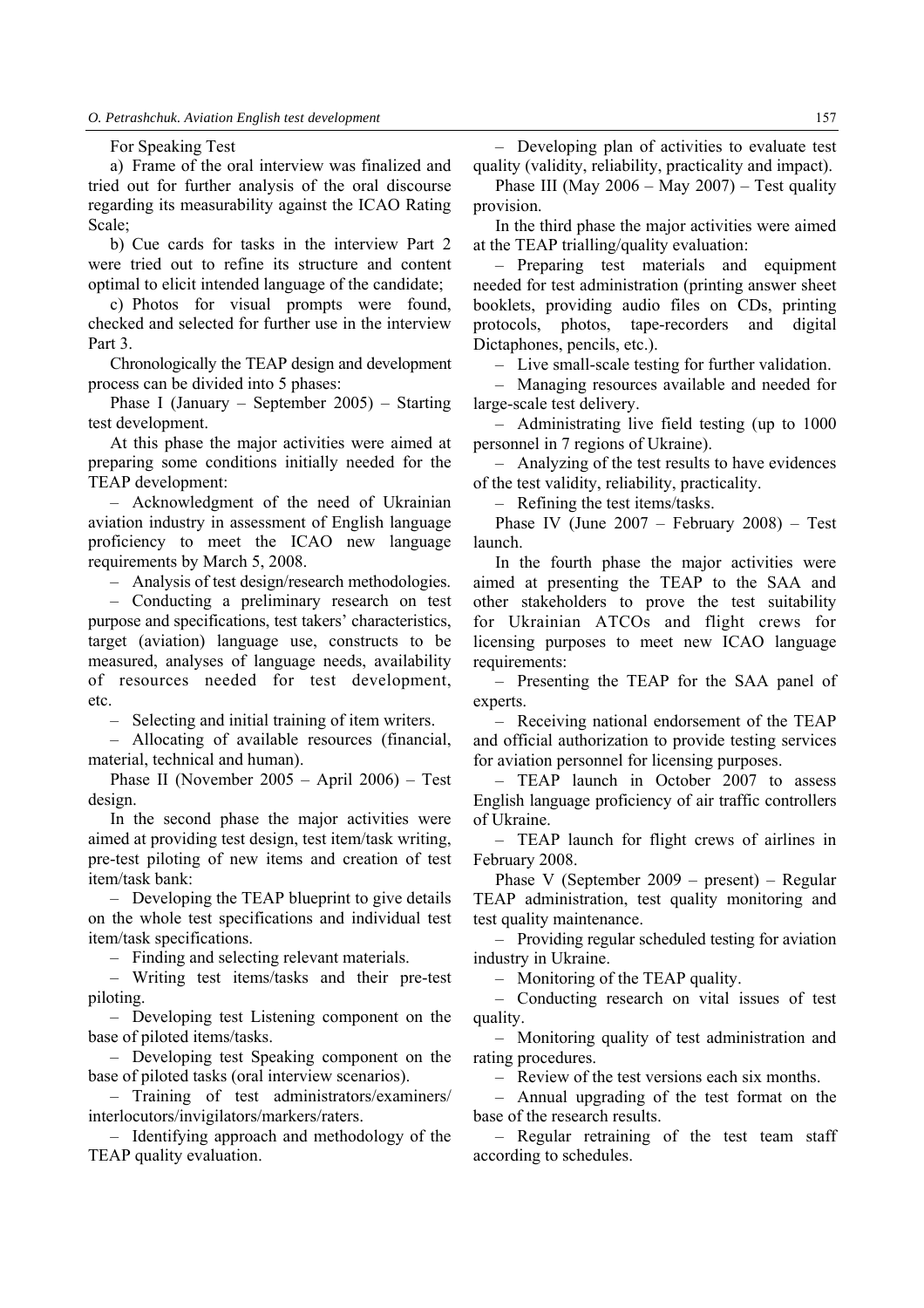For Speaking Test

a) Frame of the oral interview was finalized and tried out for further analysis of the oral discourse regarding its measurability against the ICAO Rating Scale;

b) Cue cards for tasks in the interview Part 2 were tried out to refine its structure and content optimal to elicit intended language of the candidate;

c) Photos for visual prompts were found, checked and selected for further use in the interview Part 3.

Chronologically the TEAP design and development process can be divided into 5 phases:

Phase I (January – September 2005) – Starting test development.

At this phase the major activities were aimed at preparing some conditions initially needed for the TEAP development:

– Acknowledgment of the need of Ukrainian aviation industry in assessment of English language proficiency to meet the ICAO new language requirements by March 5, 2008.

– Analysis of test design/research methodologies.

– Conducting a preliminary research on test purpose and specifications, test takers' characteristics, target (aviation) language use, constructs to be measured, analyses of language needs, availability of resources needed for test development, etc.

– Selecting and initial training of item writers.

– Allocating of available resources (financial, material, technical and human).

Phase II (November 2005 – April 2006) – Test design.

In the second phase the major activities were aimed at providing test design, test item/task writing, pre-test piloting of new items and creation of test item/task bank:

– Developing the TEAP blueprint to give details on the whole test specifications and individual test item/task specifications.

– Finding and selecting relevant materials.

– Writing test items/tasks and their pre-test piloting.

– Developing test Listening component on the base of piloted items/tasks.

– Developing test Speaking component on the base of piloted tasks (oral interview scenarios).

– Training of test administrators/examiners/ interlocutors/invigilators/markers/raters.

– Identifying approach and methodology of the TEAP quality evaluation.

– Developing plan of activities to evaluate test quality (validity, reliability, practicality and impact).

Phase III (May 2006 – May 2007) – Test quality provision.

In the third phase the major activities were aimed at the TEAP trialling/quality evaluation:

– Preparing test materials and equipment needed for test administration (printing answer sheet booklets, providing audio files on CDs, printing protocols, photos, tape-recorders and digital Dictaphones, pencils, etc.).

– Live small-scale testing for further validation.

– Managing resources available and needed for large-scale test delivery.

– Administrating live field testing (up to 1000 personnel in 7 regions of Ukraine).

– Analyzing of the test results to have evidences of the test validity, reliability, practicality.

– Refining the test items/tasks.

Phase IV (June 2007 – February 2008) – Test launch.

In the fourth phase the major activities were aimed at presenting the TEAP to the SAA and other stakeholders to prove the test suitability for Ukrainian ATCOs and flight crews for licensing purposes to meet new ICAO language requirements:

– Presenting the TEAP for the SAA panel of experts.

– Receiving national endorsement of the TEAP and official authorization to provide testing services for aviation personnel for licensing purposes.

– TEAP launch in October 2007 to assess English language proficiency of air traffic controllers of Ukraine.

– TEAP launch for flight crews of airlines in February 2008.

Phase V (September 2009 – present) – Regular TEAP administration, test quality monitoring and test quality maintenance.

– Providing regular scheduled testing for aviation industry in Ukraine.

– Monitoring of the TEAP quality.

– Conducting research on vital issues of test quality.

– Monitoring quality of test administration and rating procedures.

– Review of the test versions each six months.

– Annual upgrading of the test format on the base of the research results.

– Regular retraining of the test team staff according to schedules.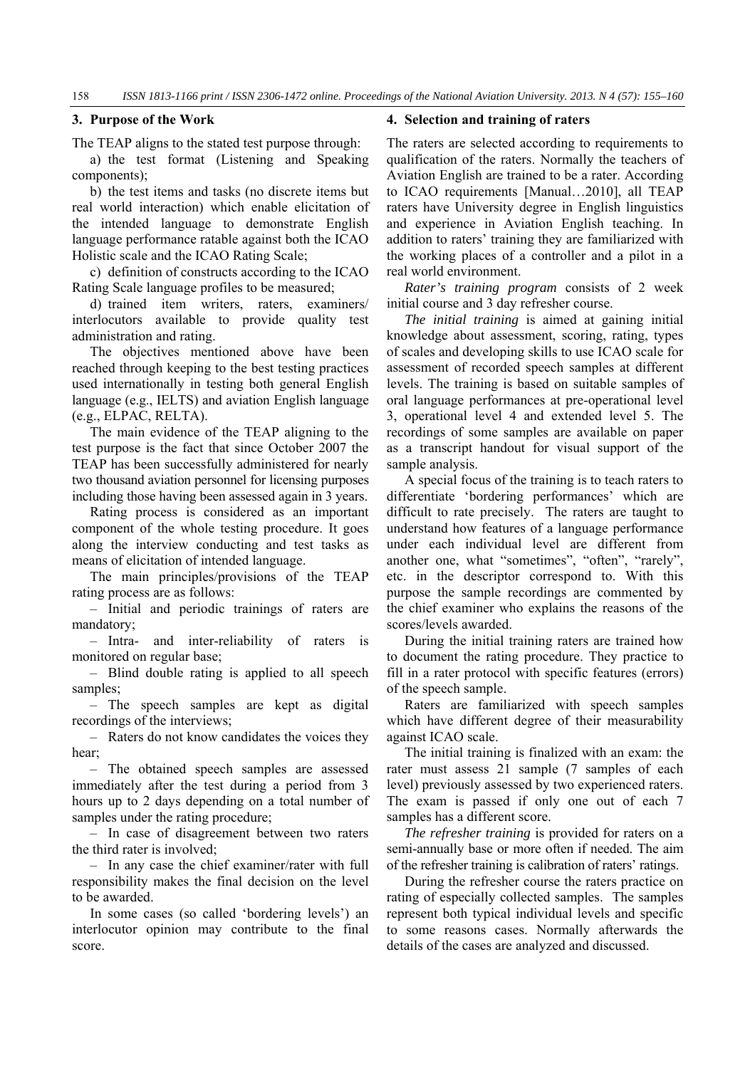## 3. Purpose of the Work

The TEAP aligns to the stated test purpose through:

a) the test format (Listening and Speaking components);

b) the test items and tasks (no discrete items but real world interaction) which enable elicitation of the intended language to demonstrate English language performance ratable against both the ICAO Holistic scale and the ICAO Rating Scale;

c) definition of constructs according to the ICAO Rating Scale language profiles to be measured;

d) trained item writers, raters, examiners/ interlocutors available to provide quality test administration and rating.

The objectives mentioned above have been reached through keeping to the best testing practices used internationally in testing both general English language (e.g., IELTS) and aviation English language (e.g., ELPAC, RELTA).

The main evidence of the TEAP aligning to the test purpose is the fact that since October 2007 the TEAP has been successfully administered for nearly two thousand aviation personnel for licensing purposes including those having been assessed again in 3 years.

Rating process is considered as an important component of the whole testing procedure. It goes along the interview conducting and test tasks as means of elicitation of intended language.

The main principles/provisions of the TEAP rating process are as follows:

– Initial and periodic trainings of raters are mandatory;

– Intra- and inter-reliability of raters is monitored on regular base;

– Blind double rating is applied to all speech samples;

– The speech samples are kept as digital recordings of the interviews;

– Raters do not know candidates the voices they hear;

– The obtained speech samples are assessed immediately after the test during a period from 3 hours up to 2 days depending on a total number of samples under the rating procedure;

– In case of disagreement between two raters the third rater is involved;

– In any case the chief examiner/rater with full responsibility makes the final decision on the level to be awarded.

In some cases (so called 'bordering levels') an interlocutor opinion may contribute to the final score.

## 4. Selection and training of raters

The raters are selected according to requirements to qualification of the raters. Normally the teachers of Aviation English are trained to be a rater. According to ICAO requirements [Manual…2010], all TEAP raters have University degree in English linguistics and experience in Aviation English teaching. In addition to raters' training they are familiarized with the working places of a controller and a pilot in a real world environment.

*Rater's training program* consists of 2 week initial course and 3 day refresher course.

*The initial training* is aimed at gaining initial knowledge about assessment, scoring, rating, types of scales and developing skills to use ICAO scale for assessment of recorded speech samples at different levels. The training is based on suitable samples of oral language performances at pre-operational level 3, operational level 4 and extended level 5. The recordings of some samples are available on paper as a transcript handout for visual support of the sample analysis.

A special focus of the training is to teach raters to differentiate 'bordering performances' which are difficult to rate precisely. The raters are taught to understand how features of a language performance under each individual level are different from another one, what "sometimes", "often", "rarely", etc. in the descriptor correspond to. With this purpose the sample recordings are commented by the chief examiner who explains the reasons of the scores/levels awarded.

During the initial training raters are trained how to document the rating procedure. They practice to fill in a rater protocol with specific features (errors) of the speech sample.

Raters are familiarized with speech samples which have different degree of their measurability against ICAO scale.

The initial training is finalized with an exam: the rater must assess 21 sample (7 samples of each level) previously assessed by two experienced raters. The exam is passed if only one out of each 7 samples has a different score.

*The refresher training* is provided for raters on a semi-annually base or more often if needed. The aim of the refresher training is calibration of raters' ratings.

During the refresher course the raters practice on rating of especially collected samples. The samples represent both typical individual levels and specific to some reasons cases. Normally afterwards the details of the cases are analyzed and discussed.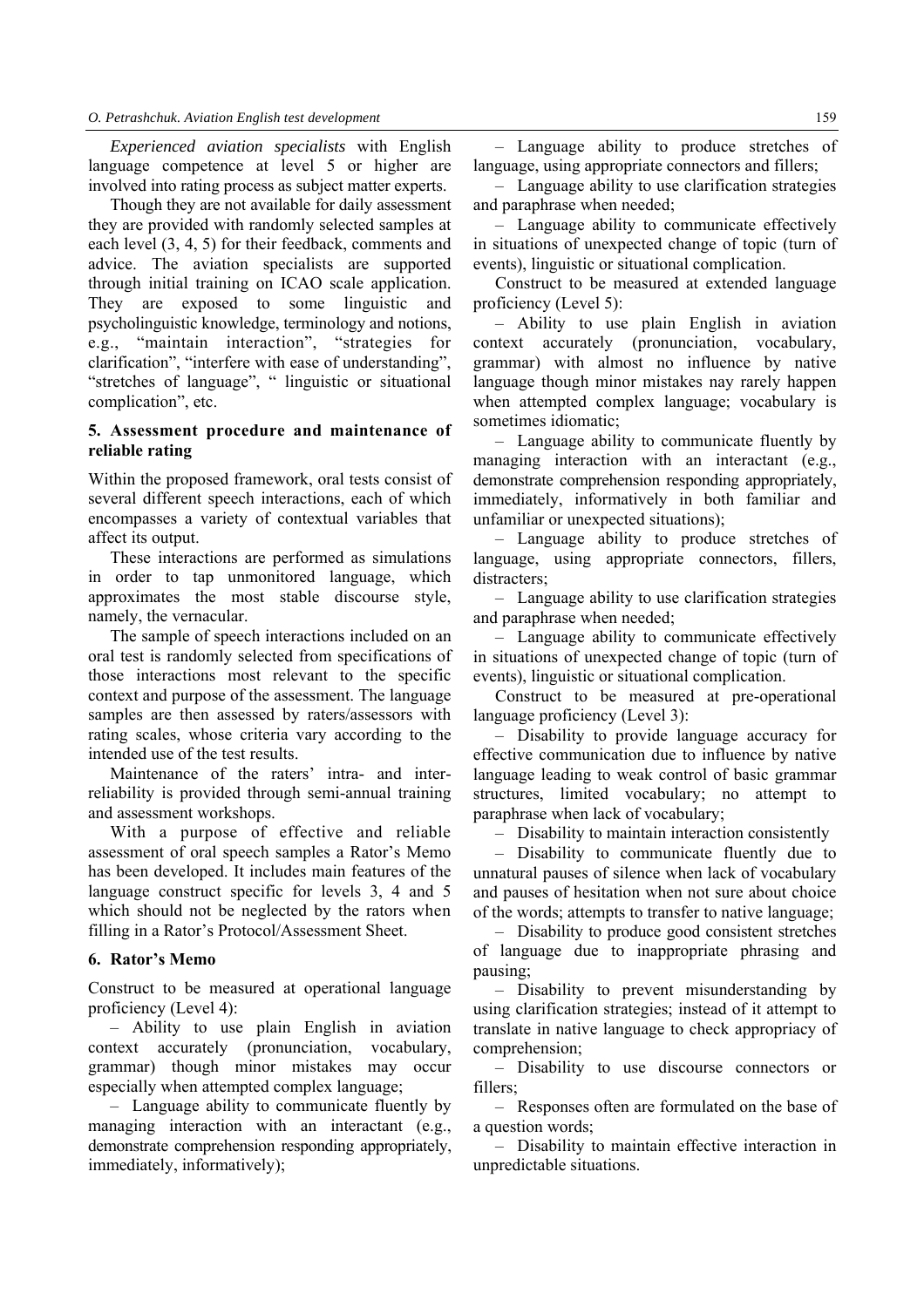*Experienced aviation specialists* with English language competence at level 5 or higher are involved into rating process as subject matter experts.

Though they are not available for daily assessment they are provided with randomly selected samples at each level (3, 4, 5) for their feedback, comments and advice. The aviation specialists are supported through initial training on ICAO scale application. They are exposed to some linguistic and psycholinguistic knowledge, terminology and notions, e.g., "maintain interaction", "strategies for clarification", "interfere with ease of understanding", "stretches of language", " linguistic or situational complication", etc.

## 5. Assessment procedure and maintenance of reliable rating

Within the proposed framework, oral tests consist of several different speech interactions, each of which encompasses a variety of contextual variables that affect its output.

These interactions are performed as simulations in order to tap unmonitored language, which approximates the most stable discourse style, namely, the vernacular.

The sample of speech interactions included on an oral test is randomly selected from specifications of those interactions most relevant to the specific context and purpose of the assessment. The language samples are then assessed by raters/assessors with rating scales, whose criteria vary according to the intended use of the test results.

Maintenance of the raters' intra- and inter-reliability is provided through semi-annual training and assessment workshops.

With a purpose of effective and reliable assessment of oral speech samples a Rator's Memo has been developed. It includes main features of the language construct specific for levels 3, 4 and 5 which should not be neglected by the rators when filling in a Rator's Protocol/Assessment Sheet.

## 6. Rator's Memo

Construct to be measured at operational language proficiency (Level 4):

– Ability to use plain English in aviation context accurately (pronunciation, vocabulary, grammar) though minor mistakes may occur especially when attempted complex language;

– Language ability to communicate fluently by managing interaction with an interactant (e.g., demonstrate comprehension responding appropriately, immediately, informatively);

– Language ability to produce stretches of language, using appropriate connectors and fillers;

– Language ability to use clarification strategies and paraphrase when needed;

– Language ability to communicate effectively in situations of unexpected change of topic (turn of events), linguistic or situational complication.

Construct to be measured at extended language proficiency (Level 5):

– Ability to use plain English in aviation context accurately (pronunciation, vocabulary, grammar) with almost no influence by native language though minor mistakes nay rarely happen when attempted complex language; vocabulary is sometimes idiomatic;

– Language ability to communicate fluently by managing interaction with an interactant (e.g., demonstrate comprehension responding appropriately, immediately, informatively in both familiar and unfamiliar or unexpected situations);

– Language ability to produce stretches of language, using appropriate connectors, fillers, distracters;

– Language ability to use clarification strategies and paraphrase when needed;

– Language ability to communicate effectively in situations of unexpected change of topic (turn of events), linguistic or situational complication.

Construct to be measured at pre-operational language proficiency (Level 3):

– Disability to provide language accuracy for effective communication due to influence by native language leading to weak control of basic grammar structures, limited vocabulary; no attempt to paraphrase when lack of vocabulary;

– Disability to maintain interaction consistently

– Disability to communicate fluently due to unnatural pauses of silence when lack of vocabulary and pauses of hesitation when not sure about choice of the words; attempts to transfer to native language;

– Disability to produce good consistent stretches of language due to inappropriate phrasing and pausing;

– Disability to prevent misunderstanding by using clarification strategies; instead of it attempt to translate in native language to check appropriacy of comprehension;

– Disability to use discourse connectors or fillers;

– Responses often are formulated on the base of a question words;

– Disability to maintain effective interaction in unpredictable situations.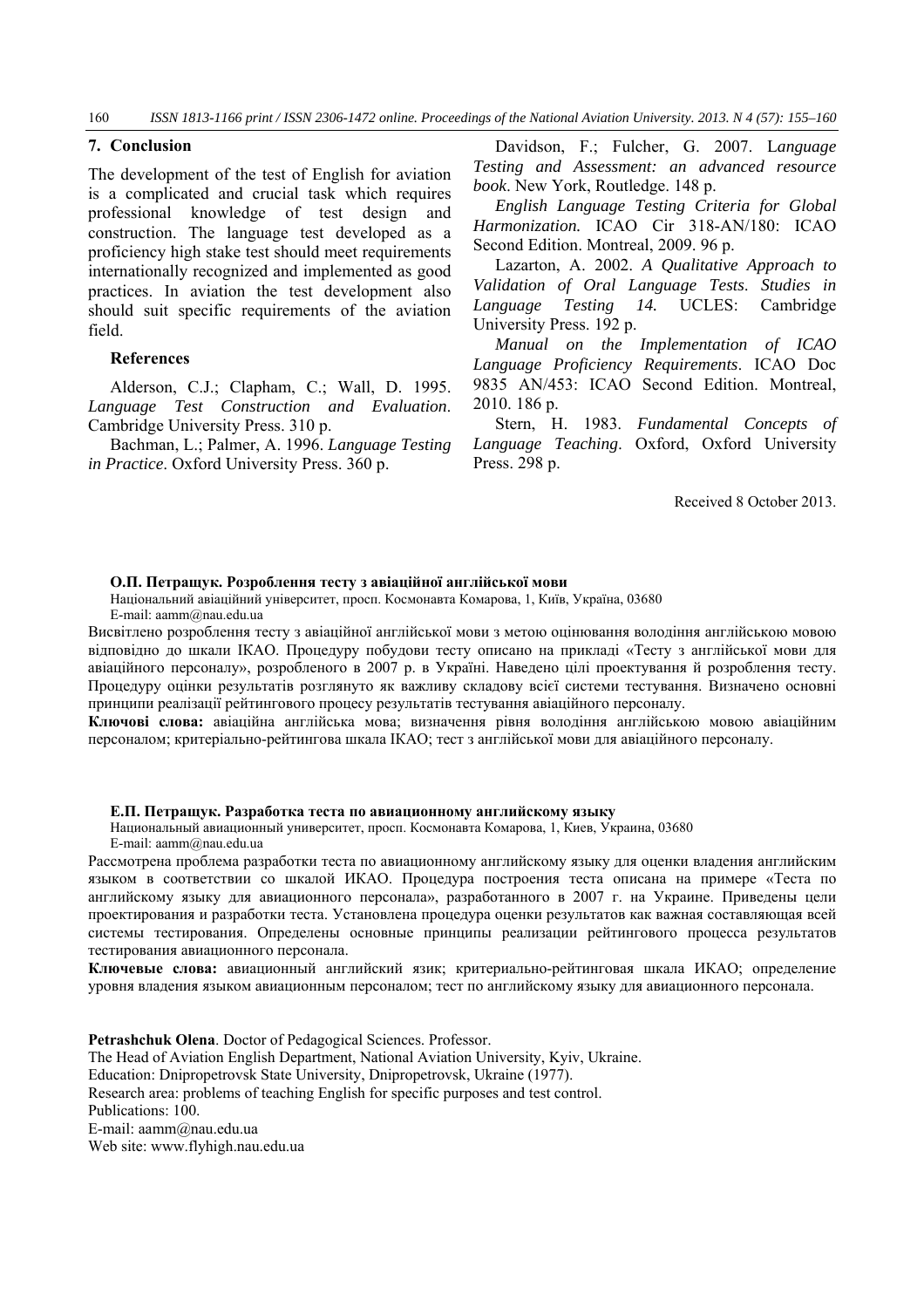## 7. Conclusion

The development of the test of English for aviation is a complicated and crucial task which requires professional knowledge of test design and construction. The language test developed as a proficiency high stake test should meet requirements internationally recognized and implemented as good practices. In aviation the test development also should suit specific requirements of the aviation field.

### References

Alderson, C.J.; Clapham, C.; Wall, D. 1995. *Language Test Construction and Evaluation*. Cambridge University Press. 310 p.

Bachman, L.; Palmer, A. 1996. *Language Testing in Practice*. Oxford University Press. 360 p.

Davidson, F.; Fulcher, G. 2007. *Language Testing and Assessment: an advanced resource book*. New York, Routledge. 148 p.

*English Language Testing Criteria for Global Harmonization.* ICAO Cir 318-AN/180: ICAO Second Edition. Montreal, 2009. 96 p.

Lazarton, A. 2002. *A Qualitative Approach to Validation of Oral Language Tests*. *Studies in Language Testing 14.* UCLES: Cambridge University Press. 192 p.

*Manual on the Implementation of ICAO Language Proficiency Requirements*. ICAO Doc 9835 AN/453: ICAO Second Edition. Montreal, 2010. 186 p.

Stern, H. 1983. *Fundamental Concepts of Language Teaching*. Oxford, Oxford University Press. 298 p.

Received 8 October 2013.

**О.П. Петращук. Розроблення тесту з авіаційної англійської мови**

Національний авіаційний університет, просп. Космонавта Комарова, 1, Київ, Україна, 03680
E-mail: aamm@nau.edu.ua

Висвітлено розроблення тесту з авіаційної англійської мови з метою оцінювання володіння англійською мовою відповідно до шкали ІКАО. Процедуру побудови тесту описано на прикладі «Тесту з англійської мови для авіаційного персоналу», розробленого в 2007 р. в Україні. Наведено цілі проектування й розроблення тесту. Процедуру оцінки результатів розглянуто як важливу складову всієї системи тестування. Визначено основні принципи реалізації рейтингового процесу результатів тестування авіаційного персоналу.

**Ключові слова:** авіаційна англійська мова; визначення рівня володіння англійською мовою авіаційним персоналом; критеріально-рейтингова шкала ІКАО; тест з англійської мови для авіаційного персоналу.

**Е.П. Петращук. Разработка теста по авиационному английскому языку**

Национальный авиационный университет, просп. Космонавта Комарова, 1, Киев, Украина, 03680
E-mail: aamm@nau.edu.ua

Рассмотрена проблема разработки теста по авиационному английскому языку для оценки владения английским языком в соответствии со шкалой ИКАО. Процедура построения теста описана на примере «Теста по английскому языку для авиационного персонала», разработанного в 2007 г. на Украине. Приведены цели проектирования и разработки теста. Установлена процедура оценки результатов как важная составляющая всей системы тестирования. Определены основные принципы реализации рейтингового процесса результатов тестирования авиационного персонала.

**Ключевые слова:** авиационный английский язик; критериально-рейтинговая шкала ИКАО; определение уровня владения языком авиационным персоналом; тест по английскому языку для авиационного персонала.

**Petrashchuk Olena**. Doctor of Pedagogical Sciences. Professor.
The Head of Aviation English Department, National Aviation University, Kyiv, Ukraine.
Education: Dnipropetrovsk State University, Dnipropetrovsk, Ukraine (1977).
Research area: problems of teaching English for specific purposes and test control.
Publications: 100.
E-mail: aamm@nau.edu.ua
Web site: www.flyhigh.nau.edu.ua